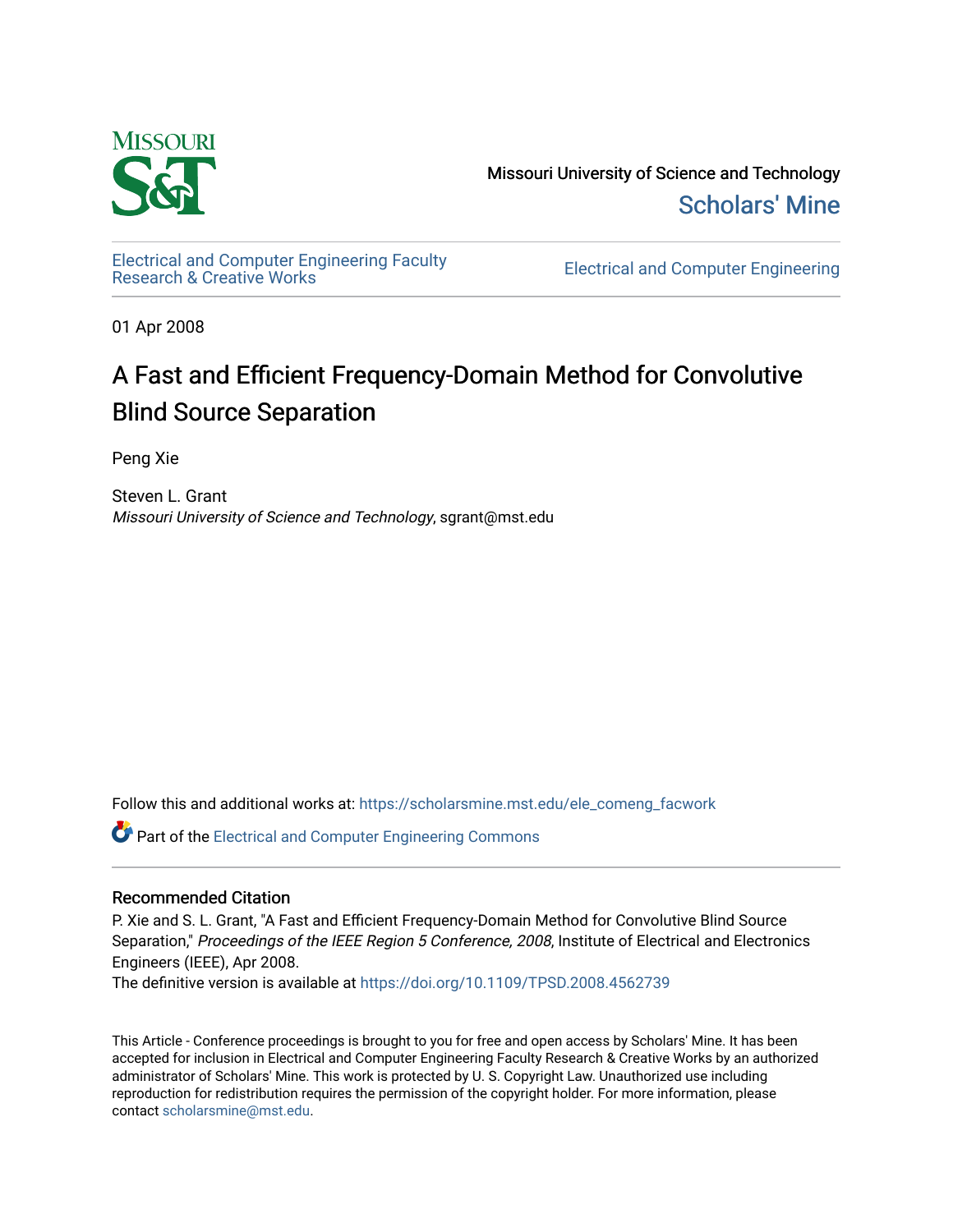Missouri University of Science and Technology

Scholars' Mine

Electrical and Computer Engineering Faculty Research & Creative Works

Electrical and Computer Engineering

01 Apr 2008

# A Fast and Efficient Frequency-Domain Method for Convolutive Blind Source Separation

Peng Xie

Steven L. Grant
*Missouri University of Science and Technology*, sgrant@mst.edu

Follow this and additional works at: https://scholarsmine.mst.edu/ele_comeng_facwork

Part of the Electrical and Computer Engineering Commons

## Recommended Citation

P. Xie and S. L. Grant, "A Fast and Efficient Frequency-Domain Method for Convolutive Blind Source Separation," *Proceedings of the IEEE Region 5 Conference, 2008*, Institute of Electrical and Electronics Engineers (IEEE), Apr 2008.

The definitive version is available at https://doi.org/10.1109/TPSD.2008.4562739

This Article - Conference proceedings is brought to you for free and open access by Scholars' Mine. It has been accepted for inclusion in Electrical and Computer Engineering Faculty Research & Creative Works by an authorized administrator of Scholars' Mine. This work is protected by U. S. Copyright Law. Unauthorized use including reproduction for redistribution requires the permission of the copyright holder. For more information, please contact scholarsmine@mst.edu.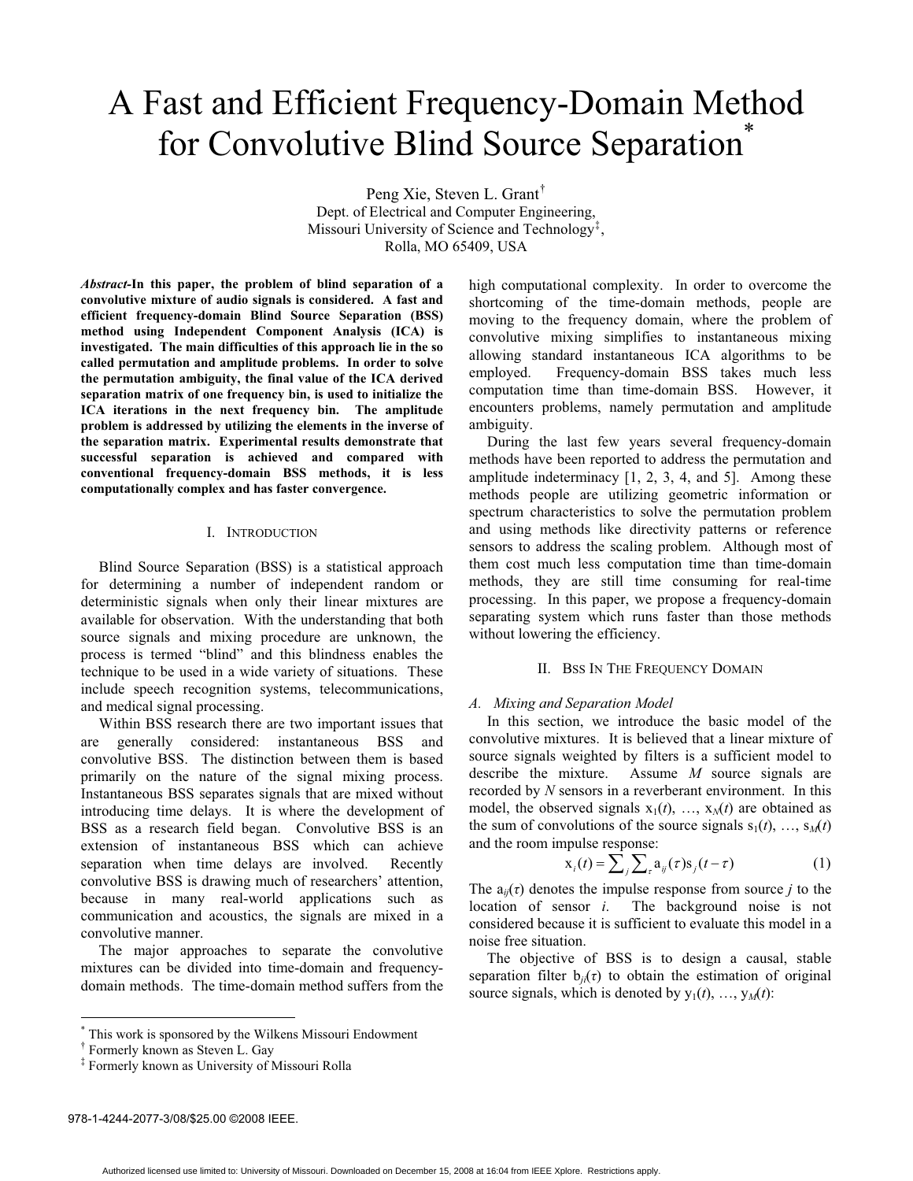# A Fast and Efficient Frequency-Domain Method for Convolutive Blind Source Separation*

Peng Xie, Steven L. Grant†
Dept. of Electrical and Computer Engineering,
Missouri University of Science and Technology‡,
Rolla, MO 65409, USA

***Abstract*-In this paper, the problem of blind separation of a convolutive mixture of audio signals is considered. A fast and efficient frequency-domain Blind Source Separation (BSS) method using Independent Component Analysis (ICA) is investigated. The main difficulties of this approach lie in the so called permutation and amplitude problems. In order to solve the permutation ambiguity, the final value of the ICA derived separation matrix of one frequency bin, is used to initialize the ICA iterations in the next frequency bin. The amplitude problem is addressed by utilizing the elements in the inverse of the separation matrix. Experimental results demonstrate that successful separation is achieved and compared with conventional frequency-domain BSS methods, it is less computationally complex and has faster convergence.**

## I. Introduction

Blind Source Separation (BSS) is a statistical approach for determining a number of independent random or deterministic signals when only their linear mixtures are available for observation. With the understanding that both source signals and mixing procedure are unknown, the process is termed "blind" and this blindness enables the technique to be used in a wide variety of situations. These include speech recognition systems, telecommunications, and medical signal processing.

Within BSS research there are two important issues that are generally considered: instantaneous BSS and convolutive BSS. The distinction between them is based primarily on the nature of the signal mixing process. Instantaneous BSS separates signals that are mixed without introducing time delays. It is where the development of BSS as a research field began. Convolutive BSS is an extension of instantaneous BSS which can achieve separation when time delays are involved. Recently convolutive BSS is drawing much of researchers' attention, because in many real-world applications such as communication and acoustics, the signals are mixed in a convolutive manner.

The major approaches to separate the convolutive mixtures can be divided into time-domain and frequency-domain methods. The time-domain method suffers from the high computational complexity. In order to overcome the shortcoming of the time-domain methods, people are moving to the frequency domain, where the problem of convolutive mixing simplifies to instantaneous mixing allowing standard instantaneous ICA algorithms to be employed. Frequency-domain BSS takes much less computation time than time-domain BSS. However, it encounters problems, namely permutation and amplitude ambiguity.

During the last few years several frequency-domain methods have been reported to address the permutation and amplitude indeterminacy [1, 2, 3, 4, and 5]. Among these methods people are utilizing geometric information or spectrum characteristics to solve the permutation problem and using methods like directivity patterns or reference sensors to address the scaling problem. Although most of them cost much less computation time than time-domain methods, they are still time consuming for real-time processing. In this paper, we propose a frequency-domain separating system which runs faster than those methods without lowering the efficiency.

## II. Bss In The Frequency Domain

### *A. Mixing and Separation Model*

In this section, we introduce the basic model of the convolutive mixtures. It is believed that a linear mixture of source signals weighted by filters is a sufficient model to describe the mixture. Assume *M* source signals are recorded by *N* sensors in a reverberant environment. In this model, the observed signals $x_1(t), \ldots, x_N(t)$ are obtained as the sum of convolutions of the source signals $s_1(t), \ldots, s_M(t)$ and the room impulse response:

$$x_i(t) = \sum_j \sum_\tau a_{ij}(\tau) s_j(t-\tau) \tag{1}$$

The $a_{ij}(\tau)$ denotes the impulse response from source *j* to the location of sensor *i*. The background noise is not considered because it is sufficient to evaluate this model in a noise free situation.

The objective of BSS is to design a causal, stable separation filter $b_{ji}(\tau)$ to obtain the estimation of original source signals, which is denoted by $y_1(t), \ldots, y_M(t)$:

---

* This work is sponsored by the Wilkens Missouri Endowment
† Formerly known as Steven L. Gay
‡ Formerly known as University of Missouri Rolla

978-1-4244-2077-3/08/$25.00 ©2008 IEEE.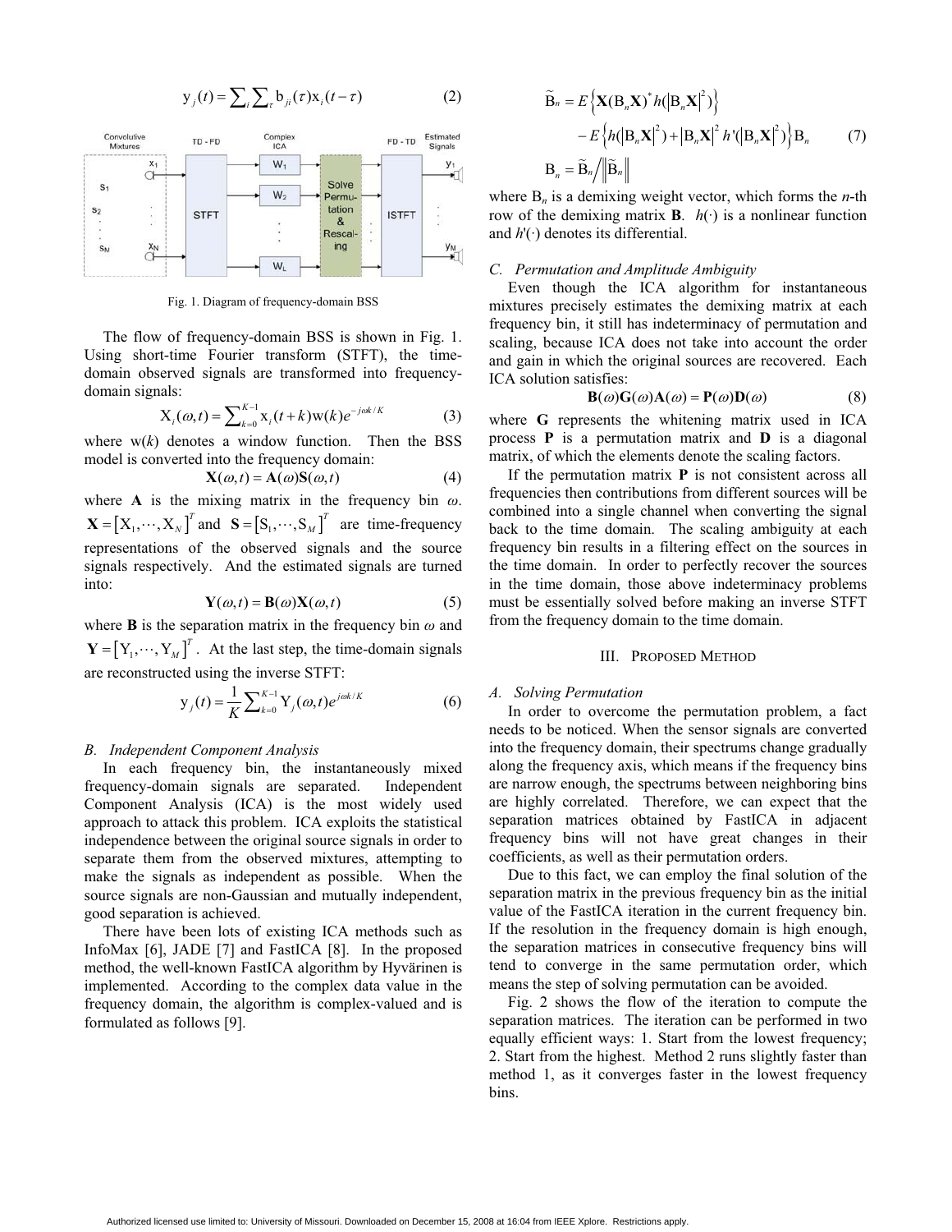$$y_j(t) = \sum_i \sum_\tau b_{ji}(\tau) x_i(t-\tau) \quad (2)$$

Fig. 1. Diagram of frequency-domain BSS

The flow of frequency-domain BSS is shown in Fig. 1. Using short-time Fourier transform (STFT), the time-domain observed signals are transformed into frequency-domain signals:

$$X_i(\omega,t) = \sum_{k=0}^{K-1} x_i(t+k) w(k) e^{-j\omega k/K} \quad (3)$$

where w($k$) denotes a window function. Then the BSS model is converted into the frequency domain:

$$\mathbf{X}(\omega,t) = \mathbf{A}(\omega)\mathbf{S}(\omega,t) \quad (4)$$

where $\mathbf{A}$ is the mixing matrix in the frequency bin $\omega$. $\mathbf{X} = [X_1, \cdots, X_N]^T$ and $\mathbf{S} = [S_1, \cdots, S_M]^T$ are time-frequency representations of the observed signals and the source signals respectively. And the estimated signals are turned into:

$$\mathbf{Y}(\omega,t) = \mathbf{B}(\omega)\mathbf{X}(\omega,t) \quad (5)$$

where $\mathbf{B}$ is the separation matrix in the frequency bin $\omega$ and $\mathbf{Y} = [Y_1, \cdots, Y_M]^T$. At the last step, the time-domain signals are reconstructed using the inverse STFT:

$$y_j(t) = \frac{1}{K} \sum_{k=0}^{K-1} Y_j(\omega,t) e^{j\omega k/K} \quad (6)$$

### B. Independent Component Analysis

In each frequency bin, the instantaneously mixed frequency-domain signals are separated. Independent Component Analysis (ICA) is the most widely used approach to attack this problem. ICA exploits the statistical independence between the original source signals in order to separate them from the observed mixtures, attempting to make the signals as independent as possible. When the source signals are non-Gaussian and mutually independent, good separation is achieved.

There have been lots of existing ICA methods such as InfoMax [6], JADE [7] and FastICA [8]. In the proposed method, the well-known FastICA algorithm by Hyvärinen is implemented. According to the complex data value in the frequency domain, the algorithm is complex-valued and is formulated as follows [9].

$$\begin{aligned} \widetilde{B}_n &= E\left\{\mathbf{X}(B_n\mathbf{X})^* h(|B_n\mathbf{X}|^2)\right\} \\ &\quad - E\left\{h(|B_n\mathbf{X}|^2) + |B_n\mathbf{X}|^2 h'(|B_n\mathbf{X}|^2)\right\} B_n \\ B_n &= \widetilde{B}_n \big/ \|\widetilde{B}_n\| \end{aligned} \quad (7)$$

where $B_n$ is a demixing weight vector, which forms the $n$-th row of the demixing matrix $\mathbf{B}$. $h(\cdot)$ is a nonlinear function and $h'(\cdot)$ denotes its differential.

### C. Permutation and Amplitude Ambiguity

Even though the ICA algorithm for instantaneous mixtures precisely estimates the demixing matrix at each frequency bin, it still has indeterminacy of permutation and scaling, because ICA does not take into account the order and gain in which the original sources are recovered. Each ICA solution satisfies:

$$\mathbf{B}(\omega)\mathbf{G}(\omega)\mathbf{A}(\omega) = \mathbf{P}(\omega)\mathbf{D}(\omega) \quad (8)$$

where $\mathbf{G}$ represents the whitening matrix used in ICA process $\mathbf{P}$ is a permutation matrix and $\mathbf{D}$ is a diagonal matrix, of which the elements denote the scaling factors.

If the permutation matrix $\mathbf{P}$ is not consistent across all frequencies then contributions from different sources will be combined into a single channel when converting the signal back to the time domain. The scaling ambiguity at each frequency bin results in a filtering effect on the sources in the time domain. In order to perfectly recover the sources in the time domain, those above indeterminacy problems must be essentially solved before making an inverse STFT from the frequency domain to the time domain.

## III. Proposed Method

### A. Solving Permutation

In order to overcome the permutation problem, a fact needs to be noticed. When the sensor signals are converted into the frequency domain, their spectrums change gradually along the frequency axis, which means if the frequency bins are narrow enough, the spectrums between neighboring bins are highly correlated. Therefore, we can expect that the separation matrices obtained by FastICA in adjacent frequency bins will not have great changes in their coefficients, as well as their permutation orders.

Due to this fact, we can employ the final solution of the separation matrix in the previous frequency bin as the initial value of the FastICA iteration in the current frequency bin. If the resolution in the frequency domain is high enough, the separation matrices in consecutive frequency bins will tend to converge in the same permutation order, which means the step of solving permutation can be avoided.

Fig. 2 shows the flow of the iteration to compute the separation matrices. The iteration can be performed in two equally efficient ways: 1. Start from the lowest frequency; 2. Start from the highest. Method 2 runs slightly faster than method 1, as it converges faster in the lowest frequency bins.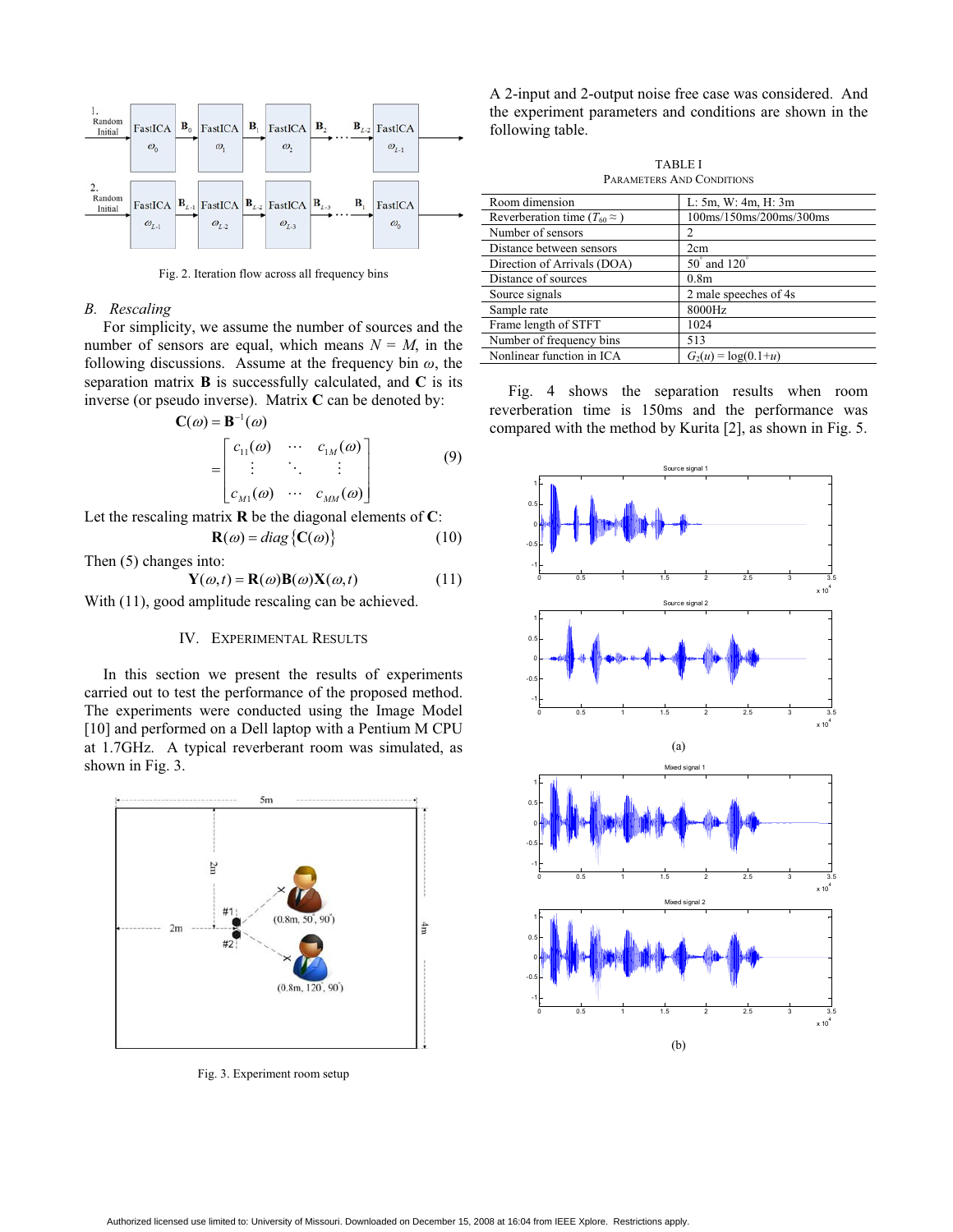Fig. 2. Iteration flow across all frequency bins

### B. Rescaling

For simplicity, we assume the number of sources and the number of sensors are equal, which means $N = M$, in the following discussions. Assume at the frequency bin $\omega$, the separation matrix $\mathbf{B}$ is successfully calculated, and $\mathbf{C}$ is its inverse (or pseudo inverse). Matrix $\mathbf{C}$ can be denoted by:

$$\mathbf{C}(\omega) = \mathbf{B}^{-1}(\omega) = \begin{bmatrix} c_{11}(\omega) & \cdots & c_{1M}(\omega) \\ \vdots & \ddots & \vdots \\ c_{M1}(\omega) & \cdots & c_{MM}(\omega) \end{bmatrix} \quad (9)$$

Let the rescaling matrix $\mathbf{R}$ be the diagonal elements of $\mathbf{C}$:

$$\mathbf{R}(\omega) = diag\{\mathbf{C}(\omega)\} \quad (10)$$

Then (5) changes into:

$$\mathbf{Y}(\omega,t) = \mathbf{R}(\omega)\mathbf{B}(\omega)\mathbf{X}(\omega,t) \quad (11)$$

With (11), good amplitude rescaling can be achieved.

## IV. Experimental Results

In this section we present the results of experiments carried out to test the performance of the proposed method. The experiments were conducted using the Image Model [10] and performed on a Dell laptop with a Pentium M CPU at 1.7GHz. A typical reverberant room was simulated, as shown in Fig. 3.

Fig. 3. Experiment room setup

A 2-input and 2-output noise free case was considered. And the experiment parameters and conditions are shown in the following table.

TABLE I
PARAMETERS AND CONDITIONS

| Parameter | Value |
|---|---|
| Room dimension | L: 5m, W: 4m, H: 3m |
| Reverberation time ($T_{60} \approx$ ) | 100ms/150ms/200ms/300ms |
| Number of sensors | 2 |
| Distance between sensors | 2cm |
| Direction of Arrivals (DOA) | $50^{\circ}$ and $120^{\circ}$ |
| Distance of sources | 0.8m |
| Source signals | 2 male speeches of 4s |
| Sample rate | 8000Hz |
| Frame length of STFT | 1024 |
| Number of frequency bins | 513 |
| Nonlinear function in ICA | $G_2(u) = \log(0.1+u)$ |

Fig. 4 shows the separation results when room reverberation time is 150ms and the performance was compared with the method by Kurita [2], as shown in Fig. 5.

(a)

(b)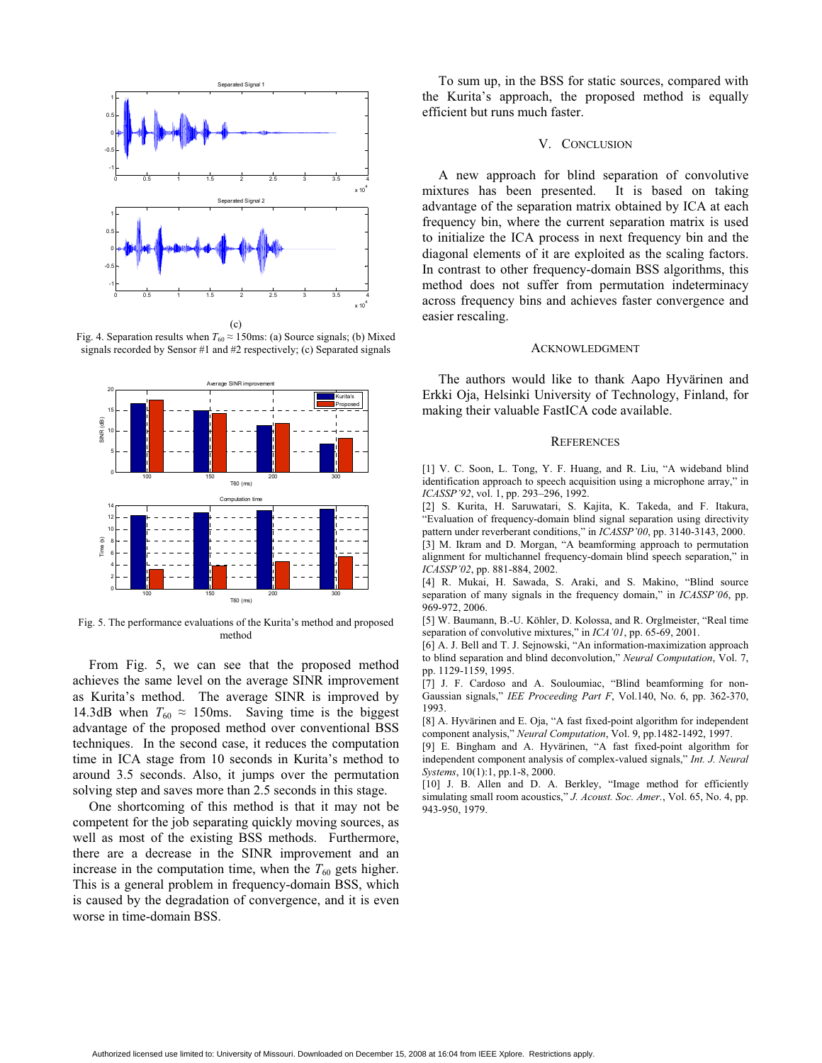Separated Signal 1

1
0.5
0
-0.5
-1

0 0.5 1 1.5 2 2.5 3 3.5 4
x 10^4

Separated Signal 2

1
0.5
0
-0.5
-1

0 0.5 1 1.5 2 2.5 3 3.5 4
x 10^4

(c)

Fig. 4. Separation results when $T_{60} \approx 150$ms: (a) Source signals; (b) Mixed signals recorded by Sensor #1 and #2 respectively; (c) Separated signals

Average SINR improvement

SINR (dB)
20
15
10
5
0

100 150 200 300
T60 (ms)

Kurita's
Proposed

Computation time

Time (s)
14
12
10
8
6
4
2
0

100 150 200 300
T60 (ms)

Fig. 5. The performance evaluations of the Kurita's method and proposed method

From Fig. 5, we can see that the proposed method achieves the same level on the average SINR improvement as Kurita's method. The average SINR is improved by 14.3dB when $T_{60} \approx 150$ms. Saving time is the biggest advantage of the proposed method over conventional BSS techniques. In the second case, it reduces the computation time in ICA stage from 10 seconds in Kurita's method to around 3.5 seconds. Also, it jumps over the permutation solving step and saves more than 2.5 seconds in this stage.

One shortcoming of this method is that it may not be competent for the job separating quickly moving sources, as well as most of the existing BSS methods. Furthermore, there are a decrease in the SINR improvement and an increase in the computation time, when the $T_{60}$ gets higher. This is a general problem in frequency-domain BSS, which is caused by the degradation of convergence, and it is even worse in time-domain BSS.

To sum up, in the BSS for static sources, compared with the Kurita's approach, the proposed method is equally efficient but runs much faster.

## V. Conclusion

A new approach for blind separation of convolutive mixtures has been presented. It is based on taking advantage of the separation matrix obtained by ICA at each frequency bin, where the current separation matrix is used to initialize the ICA process in next frequency bin and the diagonal elements of it are exploited as the scaling factors. In contrast to other frequency-domain BSS algorithms, this method does not suffer from permutation indeterminacy across frequency bins and achieves faster convergence and easier rescaling.

## Acknowledgment

The authors would like to thank Aapo Hyvärinen and Erkki Oja, Helsinki University of Technology, Finland, for making their valuable FastICA code available.

## References

[1] V. C. Soon, L. Tong, Y. F. Huang, and R. Liu, "A wideband blind identification approach to speech acquisition using a microphone array," in *ICASSP'92*, vol. 1, pp. 293–296, 1992.

[2] S. Kurita, H. Saruwatari, S. Kajita, K. Takeda, and F. Itakura, "Evaluation of frequency-domain blind signal separation using directivity pattern under reverberant conditions," in *ICASSP'00*, pp. 3140-3143, 2000.

[3] M. Ikram and D. Morgan, "A beamforming approach to permutation alignment for multichannel frequency-domain blind speech separation," in *ICASSP'02*, pp. 881-884, 2002.

[4] R. Mukai, H. Sawada, S. Araki, and S. Makino, "Blind source separation of many signals in the frequency domain," in *ICASSP'06*, pp. 969-972, 2006.

[5] W. Baumann, B.-U. Köhler, D. Kolossa, and R. Orglmeister, "Real time separation of convolutive mixtures," in *ICA'01*, pp. 65-69, 2001.

[6] A. J. Bell and T. J. Sejnowski, "An information-maximization approach to blind separation and blind deconvolution," *Neural Computation*, Vol. 7, pp. 1129-1159, 1995.

[7] J. F. Cardoso and A. Souloumiac, "Blind beamforming for non-Gaussian signals," *IEE Proceeding Part F*, Vol.140, No. 6, pp. 362-370, 1993.

[8] A. Hyvärinen and E. Oja, "A fast fixed-point algorithm for independent component analysis," *Neural Computation*, Vol. 9, pp.1482-1492, 1997.

[9] E. Bingham and A. Hyvärinen, "A fast fixed-point algorithm for independent component analysis of complex-valued signals," *Int. J. Neural Systems*, 10(1):1, pp.1-8, 2000.

[10] J. B. Allen and D. A. Berkley, "Image method for efficiently simulating small room acoustics," *J. Acoust. Soc. Amer.*, Vol. 65, No. 4, pp. 943-950, 1979.